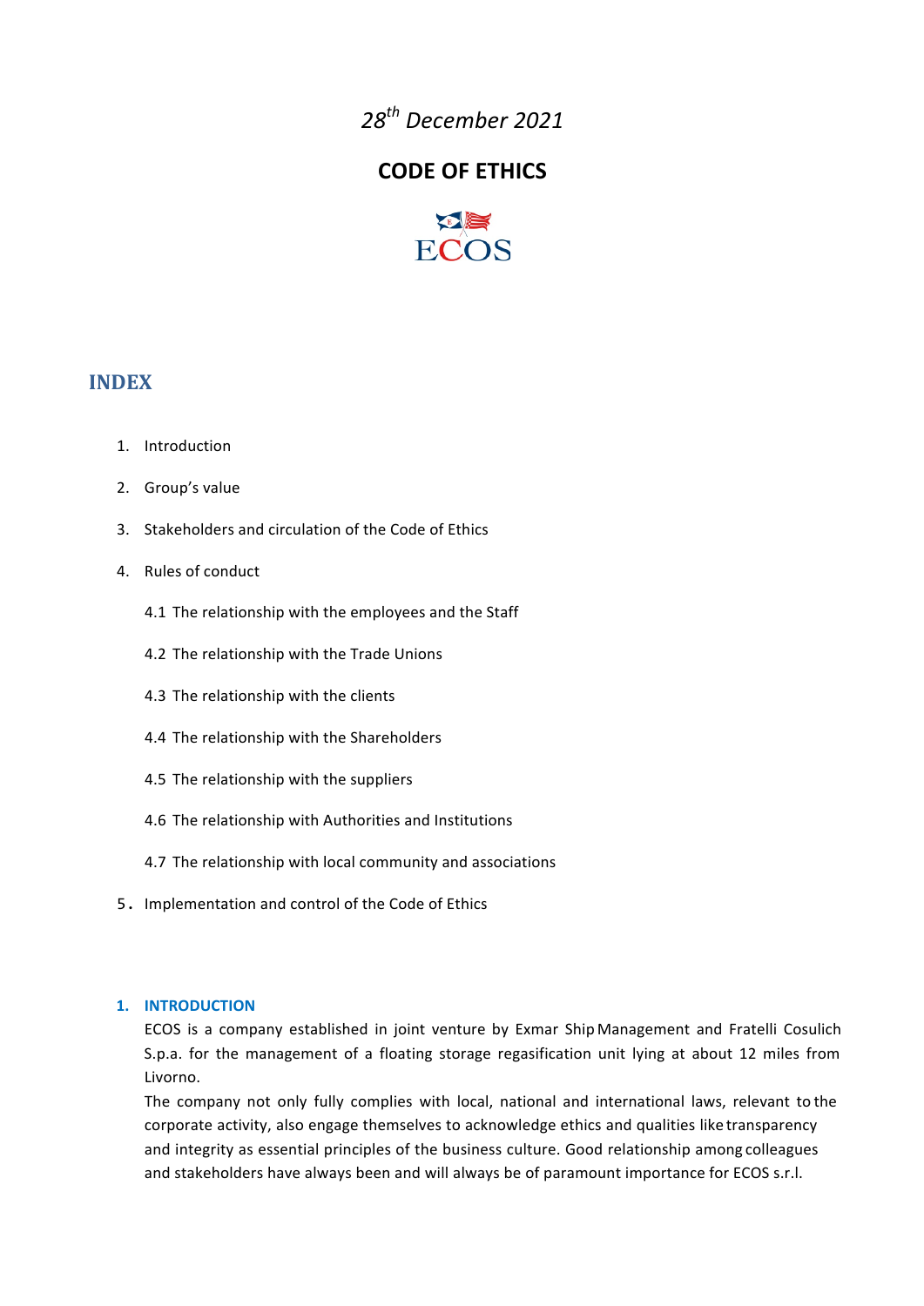*28th December 2021*

# CODE OF ETHICS

ECOS

## INDEX

1. Introduction
2. Group's value
3. Stakeholders and circulation of the Code of Ethics
4. Rules of conduct
   - 4.1 The relationship with the employees and the Staff
   - 4.2 The relationship with the Trade Unions
   - 4.3 The relationship with the clients
   - 4.4 The relationship with the Shareholders
   - 4.5 The relationship with the suppliers
   - 4.6 The relationship with Authorities and Institutions
   - 4.7 The relationship with local community and associations
5. Implementation and control of the Code of Ethics

## 1. INTRODUCTION

ECOS is a company established in joint venture by Exmar Ship Management and Fratelli Cosulich S.p.a. for the management of a floating storage regasification unit lying at about 12 miles from Livorno.

The company not only fully complies with local, national and international laws, relevant to the corporate activity, also engage themselves to acknowledge ethics and qualities like transparency and integrity as essential principles of the business culture. Good relationship among colleagues and stakeholders have always been and will always be of paramount importance for ECOS s.r.l.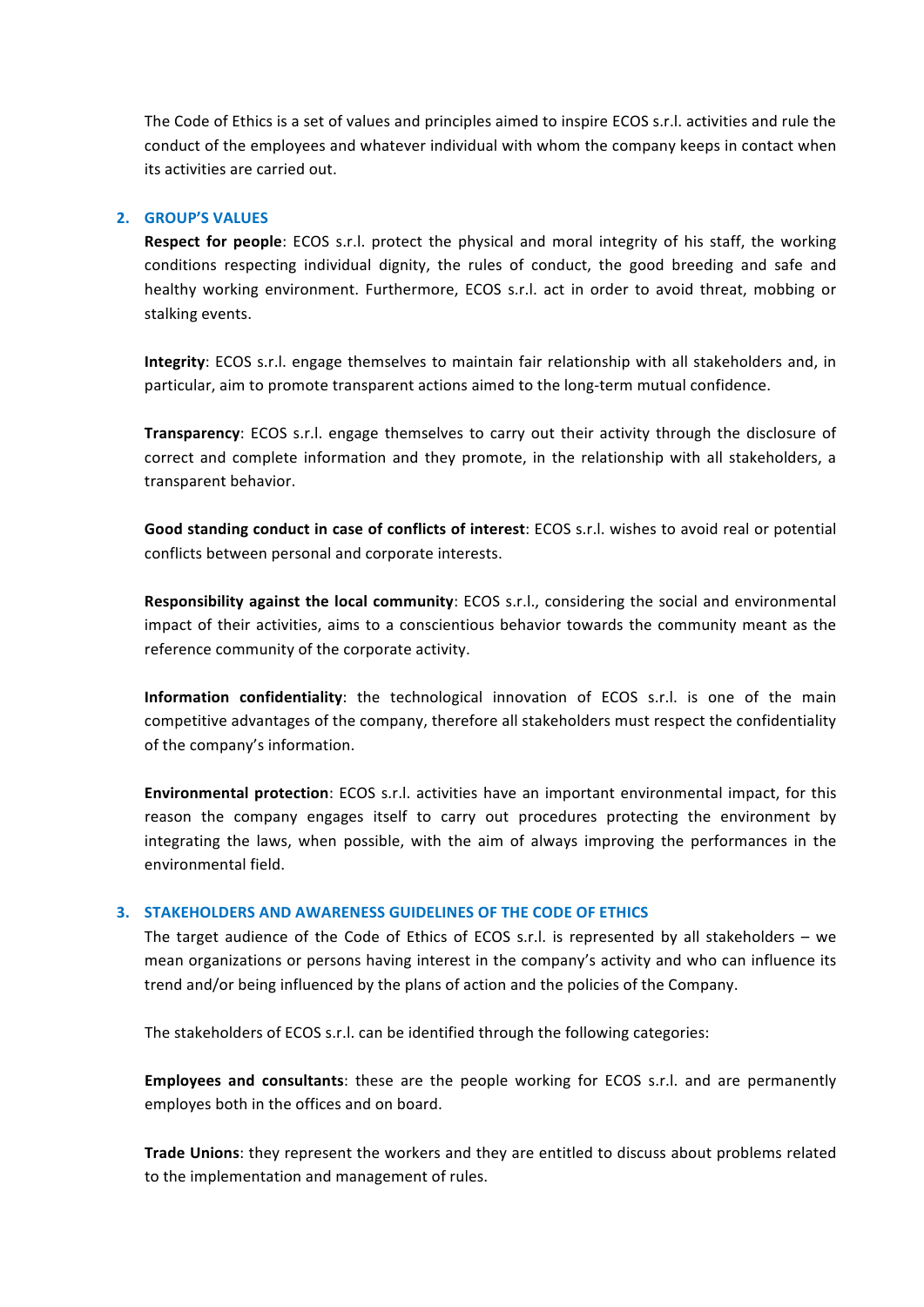The Code of Ethics is a set of values and principles aimed to inspire ECOS s.r.l. activities and rule the conduct of the employees and whatever individual with whom the company keeps in contact when its activities are carried out.

## 2. GROUP'S VALUES

**Respect for people**: ECOS s.r.l. protect the physical and moral integrity of his staff, the working conditions respecting individual dignity, the rules of conduct, the good breeding and safe and healthy working environment. Furthermore, ECOS s.r.l. act in order to avoid threat, mobbing or stalking events.

**Integrity**: ECOS s.r.l. engage themselves to maintain fair relationship with all stakeholders and, in particular, aim to promote transparent actions aimed to the long-term mutual confidence.

**Transparency**: ECOS s.r.l. engage themselves to carry out their activity through the disclosure of correct and complete information and they promote, in the relationship with all stakeholders, a transparent behavior.

**Good standing conduct in case of conflicts of interest**: ECOS s.r.l. wishes to avoid real or potential conflicts between personal and corporate interests.

**Responsibility against the local community**: ECOS s.r.l., considering the social and environmental impact of their activities, aims to a conscientious behavior towards the community meant as the reference community of the corporate activity.

**Information confidentiality**: the technological innovation of ECOS s.r.l. is one of the main competitive advantages of the company, therefore all stakeholders must respect the confidentiality of the company's information.

**Environmental protection**: ECOS s.r.l. activities have an important environmental impact, for this reason the company engages itself to carry out procedures protecting the environment by integrating the laws, when possible, with the aim of always improving the performances in the environmental field.

## 3. STAKEHOLDERS AND AWARENESS GUIDELINES OF THE CODE OF ETHICS

The target audience of the Code of Ethics of ECOS s.r.l. is represented by all stakeholders – we mean organizations or persons having interest in the company's activity and who can influence its trend and/or being influenced by the plans of action and the policies of the Company.

The stakeholders of ECOS s.r.l. can be identified through the following categories:

**Employees and consultants**: these are the people working for ECOS s.r.l. and are permanently employes both in the offices and on board.

**Trade Unions**: they represent the workers and they are entitled to discuss about problems related to the implementation and management of rules.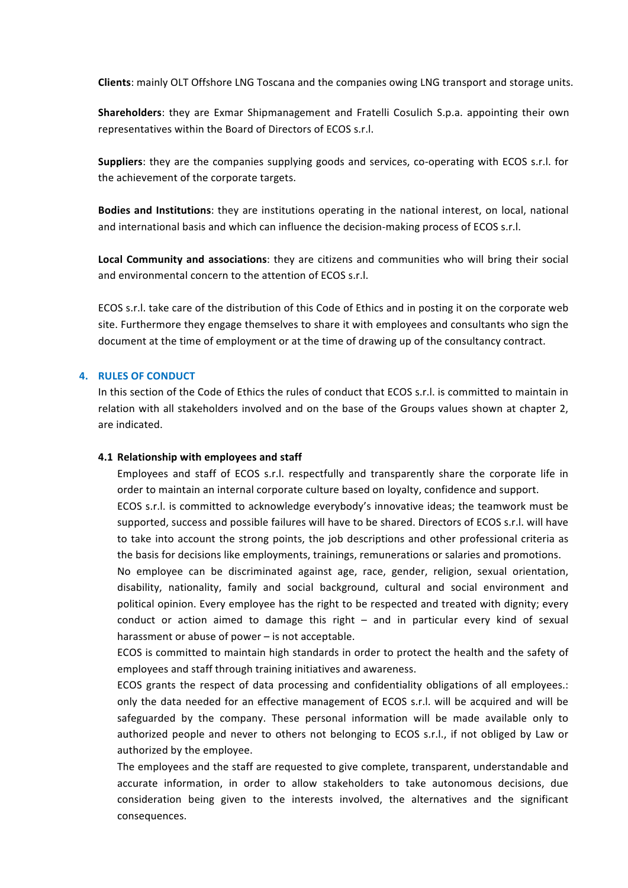**Clients**: mainly OLT Offshore LNG Toscana and the companies owing LNG transport and storage units.

**Shareholders**: they are Exmar Shipmanagement and Fratelli Cosulich S.p.a. appointing their own representatives within the Board of Directors of ECOS s.r.l.

**Suppliers**: they are the companies supplying goods and services, co-operating with ECOS s.r.l. for the achievement of the corporate targets.

**Bodies and Institutions**: they are institutions operating in the national interest, on local, national and international basis and which can influence the decision-making process of ECOS s.r.l.

**Local Community and associations**: they are citizens and communities who will bring their social and environmental concern to the attention of ECOS s.r.l.

ECOS s.r.l. take care of the distribution of this Code of Ethics and in posting it on the corporate web site. Furthermore they engage themselves to share it with employees and consultants who sign the document at the time of employment or at the time of drawing up of the consultancy contract.

## 4. RULES OF CONDUCT

In this section of the Code of Ethics the rules of conduct that ECOS s.r.l. is committed to maintain in relation with all stakeholders involved and on the base of the Groups values shown at chapter 2, are indicated.

### 4.1 Relationship with employees and staff

Employees and staff of ECOS s.r.l. respectfully and transparently share the corporate life in order to maintain an internal corporate culture based on loyalty, confidence and support.

ECOS s.r.l. is committed to acknowledge everybody's innovative ideas; the teamwork must be supported, success and possible failures will have to be shared. Directors of ECOS s.r.l. will have to take into account the strong points, the job descriptions and other professional criteria as the basis for decisions like employments, trainings, remunerations or salaries and promotions.

No employee can be discriminated against age, race, gender, religion, sexual orientation, disability, nationality, family and social background, cultural and social environment and political opinion. Every employee has the right to be respected and treated with dignity; every conduct or action aimed to damage this right – and in particular every kind of sexual harassment or abuse of power – is not acceptable.

ECOS is committed to maintain high standards in order to protect the health and the safety of employees and staff through training initiatives and awareness.

ECOS grants the respect of data processing and confidentiality obligations of all employees.: only the data needed for an effective management of ECOS s.r.l. will be acquired and will be safeguarded by the company. These personal information will be made available only to authorized people and never to others not belonging to ECOS s.r.l., if not obliged by Law or authorized by the employee.

The employees and the staff are requested to give complete, transparent, understandable and accurate information, in order to allow stakeholders to take autonomous decisions, due consideration being given to the interests involved, the alternatives and the significant consequences.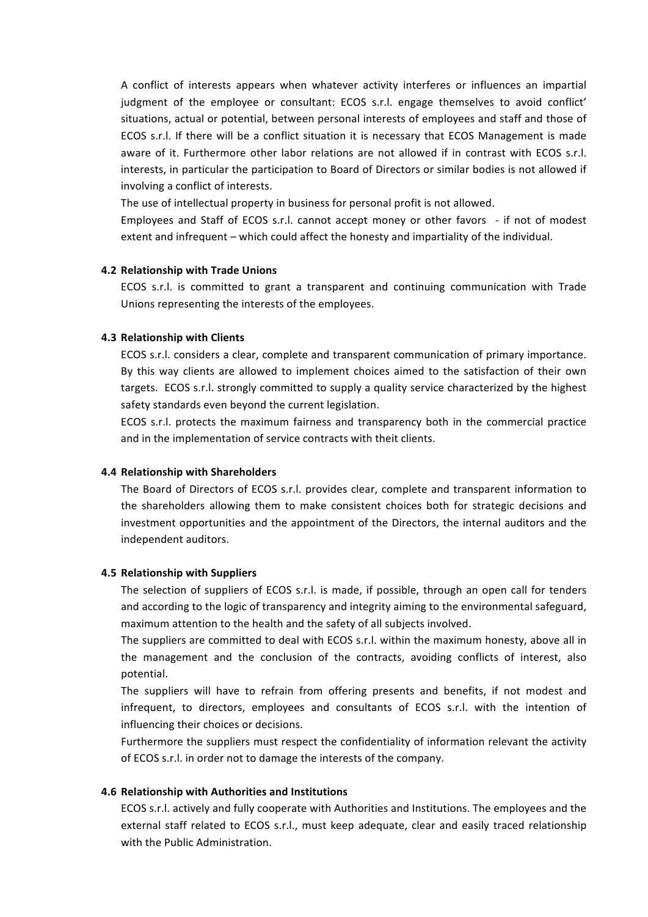A conflict of interests appears when whatever activity interferes or influences an impartial judgment of the employee or consultant: ECOS s.r.l. engage themselves to avoid conflict' situations, actual or potential, between personal interests of employees and staff and those of ECOS s.r.l. If there will be a conflict situation it is necessary that ECOS Management is made aware of it. Furthermore other labor relations are not allowed if in contrast with ECOS s.r.l. interests, in particular the participation to Board of Directors or similar bodies is not allowed if involving a conflict of interests.

The use of intellectual property in business for personal profit is not allowed.

Employees and Staff of ECOS s.r.l. cannot accept money or other favors - if not of modest extent and infrequent – which could affect the honesty and impartiality of the individual.

### 4.2 Relationship with Trade Unions

ECOS s.r.l. is committed to grant a transparent and continuing communication with Trade Unions representing the interests of the employees.

### 4.3 Relationship with Clients

ECOS s.r.l. considers a clear, complete and transparent communication of primary importance. By this way clients are allowed to implement choices aimed to the satisfaction of their own targets. ECOS s.r.l. strongly committed to supply a quality service characterized by the highest safety standards even beyond the current legislation.

ECOS s.r.l. protects the maximum fairness and transparency both in the commercial practice and in the implementation of service contracts with theit clients.

### 4.4 Relationship with Shareholders

The Board of Directors of ECOS s.r.l. provides clear, complete and transparent information to the shareholders allowing them to make consistent choices both for strategic decisions and investment opportunities and the appointment of the Directors, the internal auditors and the independent auditors.

### 4.5 Relationship with Suppliers

The selection of suppliers of ECOS s.r.l. is made, if possible, through an open call for tenders and according to the logic of transparency and integrity aiming to the environmental safeguard, maximum attention to the health and the safety of all subjects involved.

The suppliers are committed to deal with ECOS s.r.l. within the maximum honesty, above all in the management and the conclusion of the contracts, avoiding conflicts of interest, also potential.

The suppliers will have to refrain from offering presents and benefits, if not modest and infrequent, to directors, employees and consultants of ECOS s.r.l. with the intention of influencing their choices or decisions.

Furthermore the suppliers must respect the confidentiality of information relevant the activity of ECOS s.r.l. in order not to damage the interests of the company.

### 4.6 Relationship with Authorities and Institutions

ECOS s.r.l. actively and fully cooperate with Authorities and Institutions. The employees and the external staff related to ECOS s.r.l., must keep adequate, clear and easily traced relationship with the Public Administration.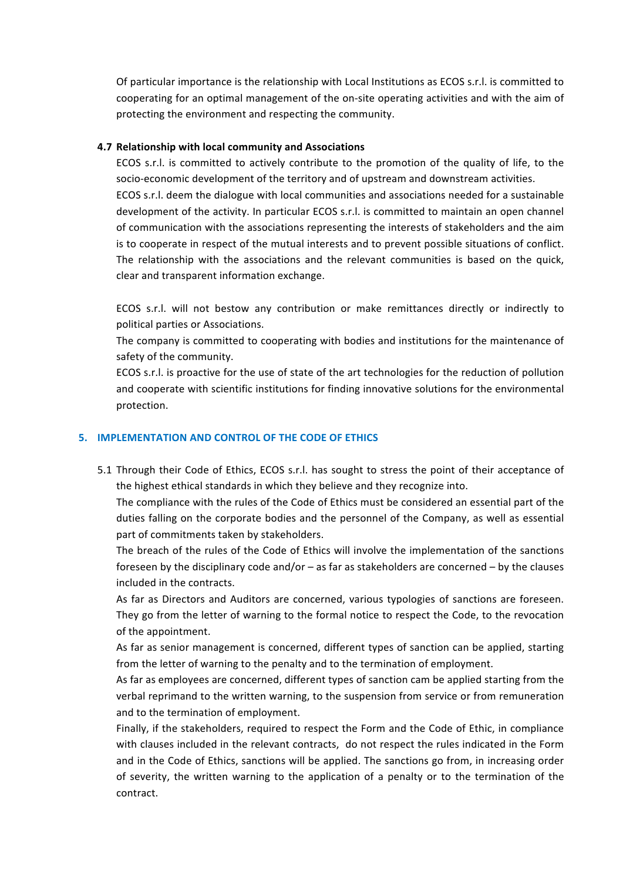Of particular importance is the relationship with Local Institutions as ECOS s.r.l. is committed to cooperating for an optimal management of the on-site operating activities and with the aim of protecting the environment and respecting the community.

### 4.7 Relationship with local community and Associations

ECOS s.r.l. is committed to actively contribute to the promotion of the quality of life, to the socio-economic development of the territory and of upstream and downstream activities.
ECOS s.r.l. deem the dialogue with local communities and associations needed for a sustainable development of the activity. In particular ECOS s.r.l. is committed to maintain an open channel of communication with the associations representing the interests of stakeholders and the aim is to cooperate in respect of the mutual interests and to prevent possible situations of conflict. The relationship with the associations and the relevant communities is based on the quick, clear and transparent information exchange.

ECOS s.r.l. will not bestow any contribution or make remittances directly or indirectly to political parties or Associations.
The company is committed to cooperating with bodies and institutions for the maintenance of safety of the community.
ECOS s.r.l. is proactive for the use of state of the art technologies for the reduction of pollution and cooperate with scientific institutions for finding innovative solutions for the environmental protection.

## 5. IMPLEMENTATION AND CONTROL OF THE CODE OF ETHICS

5.1 Through their Code of Ethics, ECOS s.r.l. has sought to stress the point of their acceptance of the highest ethical standards in which they believe and they recognize into.
The compliance with the rules of the Code of Ethics must be considered an essential part of the duties falling on the corporate bodies and the personnel of the Company, as well as essential part of commitments taken by stakeholders.
The breach of the rules of the Code of Ethics will involve the implementation of the sanctions foreseen by the disciplinary code and/or – as far as stakeholders are concerned – by the clauses included in the contracts.
As far as Directors and Auditors are concerned, various typologies of sanctions are foreseen. They go from the letter of warning to the formal notice to respect the Code, to the revocation of the appointment.
As far as senior management is concerned, different types of sanction can be applied, starting from the letter of warning to the penalty and to the termination of employment.
As far as employees are concerned, different types of sanction cam be applied starting from the verbal reprimand to the written warning, to the suspension from service or from remuneration and to the termination of employment.
Finally, if the stakeholders, required to respect the Form and the Code of Ethic, in compliance with clauses included in the relevant contracts, do not respect the rules indicated in the Form and in the Code of Ethics, sanctions will be applied. The sanctions go from, in increasing order of severity, the written warning to the application of a penalty or to the termination of the contract.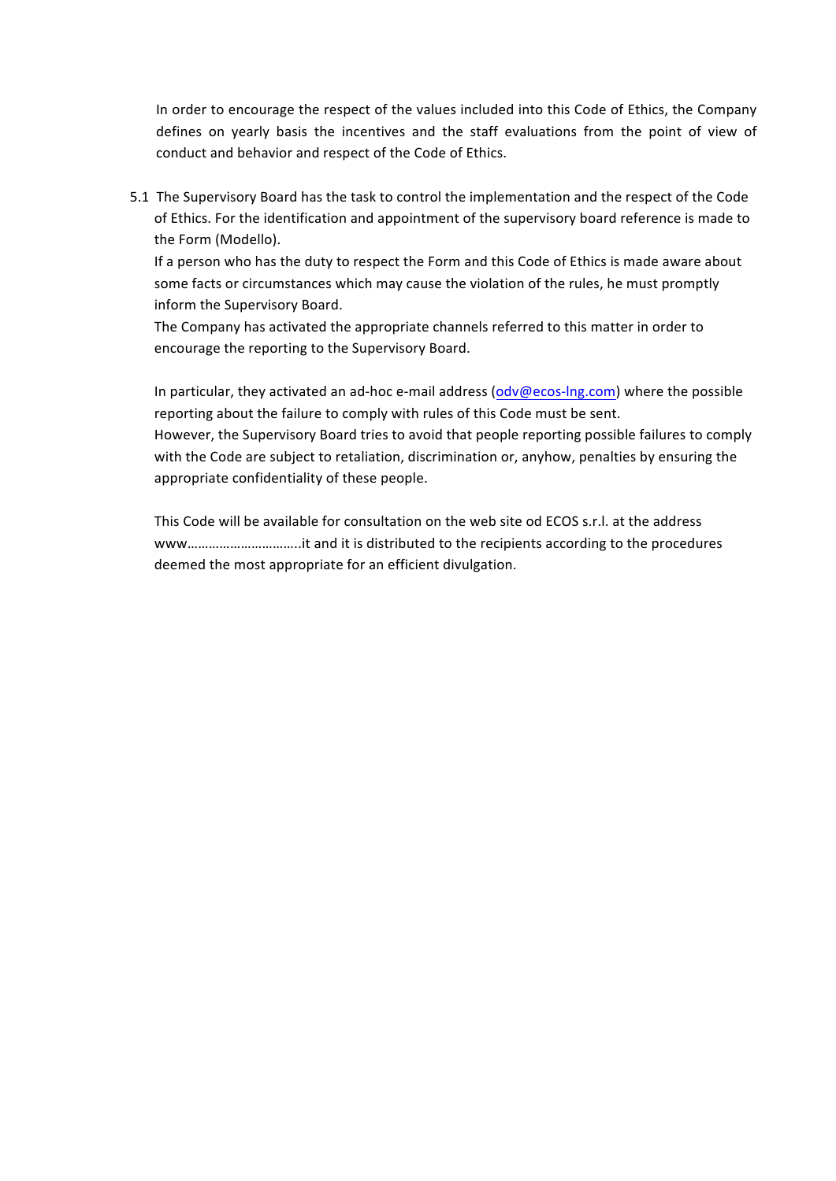In order to encourage the respect of the values included into this Code of Ethics, the Company defines on yearly basis the incentives and the staff evaluations from the point of view of conduct and behavior and respect of the Code of Ethics.

5.1 The Supervisory Board has the task to control the implementation and the respect of the Code of Ethics. For the identification and appointment of the supervisory board reference is made to the Form (Modello).

If a person who has the duty to respect the Form and this Code of Ethics is made aware about some facts or circumstances which may cause the violation of the rules, he must promptly inform the Supervisory Board.

The Company has activated the appropriate channels referred to this matter in order to encourage the reporting to the Supervisory Board.

In particular, they activated an ad-hoc e-mail address (odv@ecos-lng.com) where the possible reporting about the failure to comply with rules of this Code must be sent.

However, the Supervisory Board tries to avoid that people reporting possible failures to comply with the Code are subject to retaliation, discrimination or, anyhow, penalties by ensuring the appropriate confidentiality of these people.

This Code will be available for consultation on the web site od ECOS s.r.l. at the address www…………………………..it and it is distributed to the recipients according to the procedures deemed the most appropriate for an efficient divulgation.